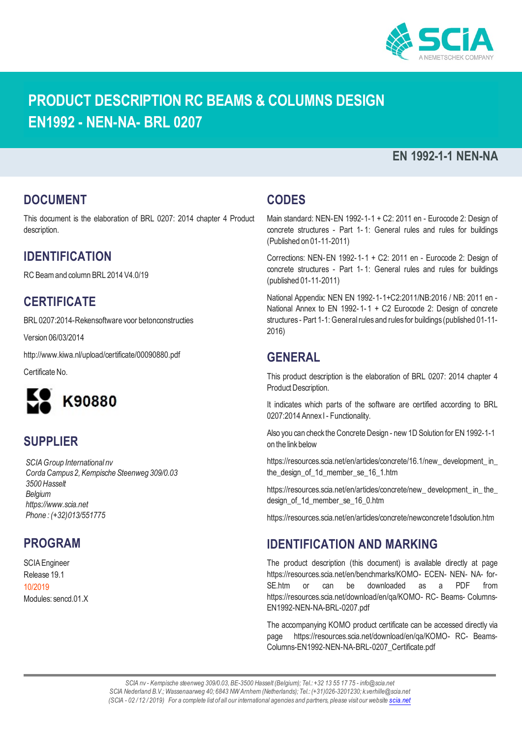# PRODUCT DESCRIPTION RC BEAMS & COLUMNS DESIGN EN1992 - NEN-NA- BRL 0207

**EN 1992-1-1 NEN-NA**

## DOCUMENT

This document is the elaboration of BRL 0207: 2014 chapter 4 Product description.

## IDENTIFICATION

RC Beam and column BRL 2014 V4.0/19

## CERTIFICATE

BRL 0207:2014-Rekensoftware voor betonconstructies

Version 06/03/2014

http://www.kiwa.nl/upload/certificate/00090880.pdf

Certificate No.

**K90880**

## SUPPLIER

*SCIA Group International nv*
*Corda Campus 2, Kempische Steenweg 309/0.03*
*3500 Hasselt*
*Belgium*
*https://www.scia.net*
*Phone : (+32)013/551775*

## PROGRAM

SCIA Engineer
Release 19.1
10/2019
Modules: sencd.01.X

## CODES

Main standard: NEN-EN 1992-1-1 + C2: 2011 en - Eurocode 2: Design of concrete structures - Part 1-1: General rules and rules for buildings (Published on 01-11-2011)

Corrections: NEN-EN 1992-1-1 + C2: 2011 en - Eurocode 2: Design of concrete structures - Part 1-1: General rules and rules for buildings (published 01-11-2011)

National Appendix: NEN EN 1992-1-1+C2:2011/NB:2016 / NB: 2011 en - National Annex to EN 1992-1-1 + C2 Eurocode 2: Design of concrete structures - Part 1-1: General rules and rules for buildings (published 01-11-2016)

## GENERAL

This product description is the elaboration of BRL 0207: 2014 chapter 4 Product Description.

It indicates which parts of the software are certified according to BRL 0207:2014 Annex I - Functionality.

Also you can check the Concrete Design - new 1D Solution for EN 1992-1-1 on the link below

https://resources.scia.net/en/articles/concrete/16.1/new_development_in_the_design_of_1d_member_se_16_1.htm

https://resources.scia.net/en/articles/concrete/new_development_in_the_design_of_1d_member_se_16_0.htm

https://resources.scia.net/en/articles/concrete/newconcrete1dsolution.htm

## IDENTIFICATION AND MARKING

The product description (this document) is available directly at page https://resources.scia.net/en/benchmarks/KOMO-ECEN-NEN-NA-for-SE.htm or can be downloaded as a PDF from https://resources.scia.net/download/en/qa/KOMO-RC-Beams-Columns-EN1992-NEN-NA-BRL-0207.pdf

The accompanying KOMO product certificate can be accessed directly via page https://resources.scia.net/download/en/qa/KOMO-RC-Beams-Columns-EN1992-NEN-NA-BRL-0207_Certificate.pdf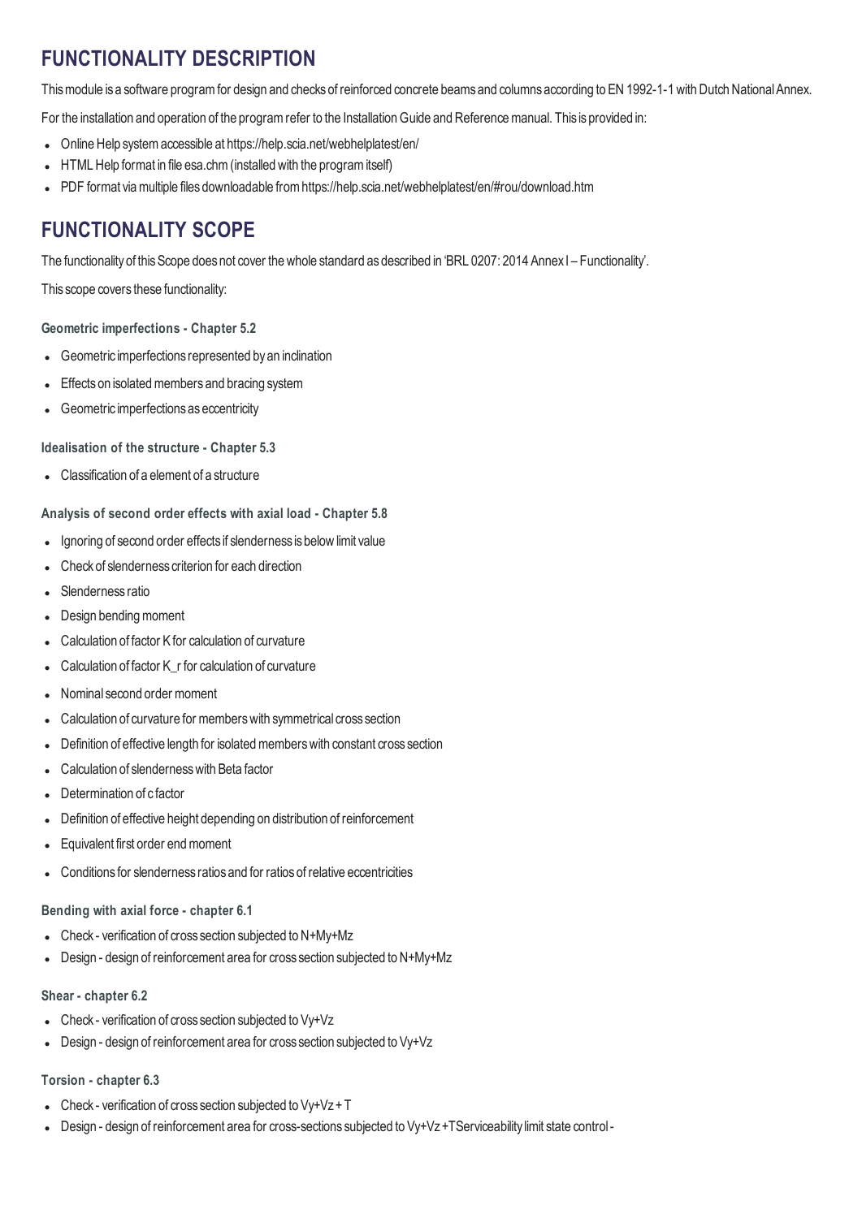## FUNCTIONALITY DESCRIPTION

This module is a software program for design and checks of reinforced concrete beams and columns according to EN 1992-1-1 with Dutch National Annex.

For the installation and operation of the program refer to the Installation Guide and Reference manual. This is provided in:

- Online Help system accessible at https://help.scia.net/webhelplatest/en/
- HTML Help format in file esa.chm (installed with the program itself)
- PDF format via multiple files downloadable from https://help.scia.net/webhelplatest/en/#rou/download.htm

## FUNCTIONALITY SCOPE

The functionality of this Scope does not cover the whole standard as described in 'BRL 0207: 2014 Annex I – Functionality'.

This scope covers these functionality:

#### Geometric imperfections - Chapter 5.2

- Geometric imperfections represented by an inclination
- Effects on isolated members and bracing system
- Geometric imperfections as eccentricity

#### Idealisation of the structure - Chapter 5.3

- Classification of a element of a structure

#### Analysis of second order effects with axial load - Chapter 5.8

- Ignoring of second order effects if slenderness is below limit value
- Check of slenderness criterion for each direction
- Slenderness ratio
- Design bending moment
- Calculation of factor K for calculation of curvature
- Calculation of factor K_r for calculation of curvature
- Nominal second order moment
- Calculation of curvature for members with symmetrical cross section
- Definition of effective length for isolated members with constant cross section
- Calculation of slenderness with Beta factor
- Determination of c factor
- Definition of effective height depending on distribution of reinforcement
- Equivalent first order end moment
- Conditions for slenderness ratios and for ratios of relative eccentricities

#### Bending with axial force - chapter 6.1

- Check - verification of cross section subjected to N+My+Mz
- Design - design of reinforcement area for cross section subjected to N+My+Mz

#### Shear - chapter 6.2

- Check - verification of cross section subjected to Vy+Vz
- Design - design of reinforcement area for cross section subjected to Vy+Vz

#### Torsion - chapter 6.3

- Check - verification of cross section subjected to Vy+Vz + T
- Design - design of reinforcement area for cross-sections subjected to Vy+Vz +TServiceability limit state control -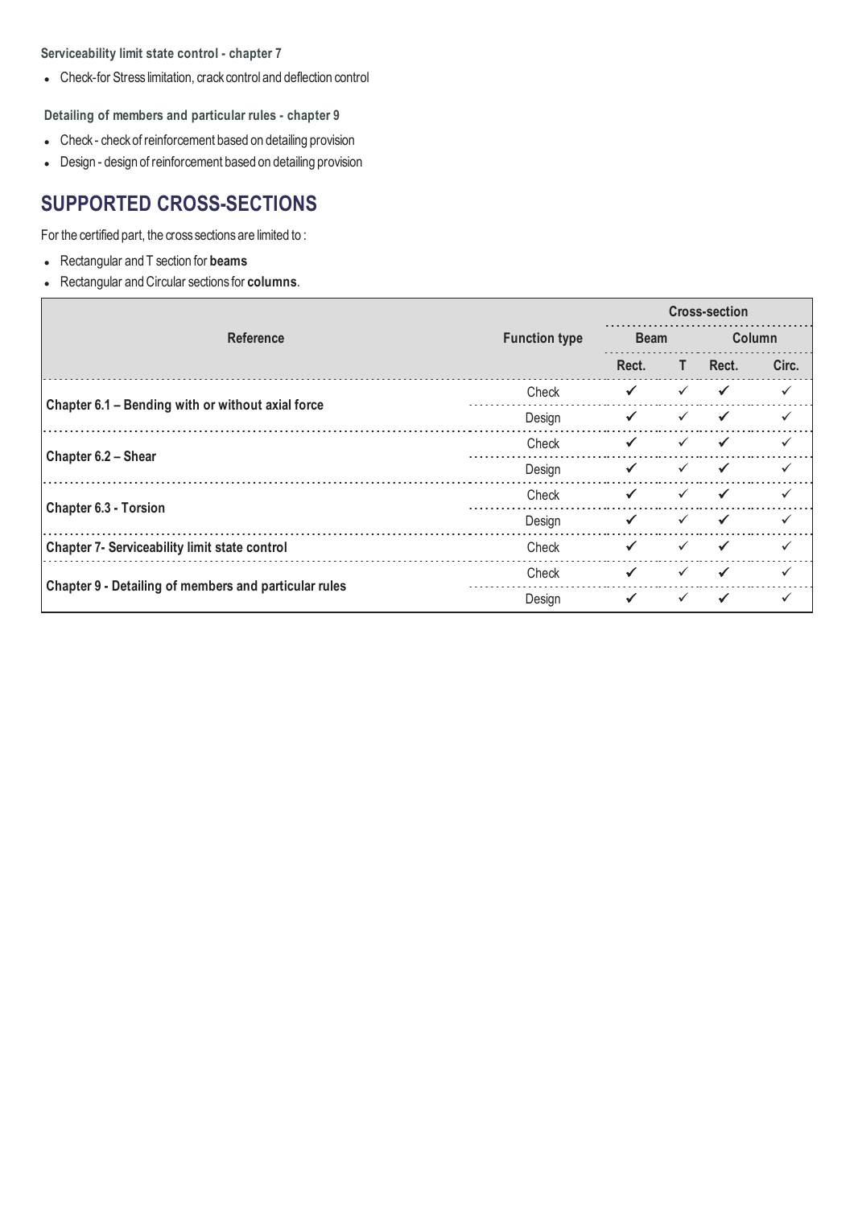**Serviceability limit state control - chapter 7**

- Check-for Stress limitation, crack control and deflection control

**Detailing of members and particular rules - chapter 9**

- Check - check of reinforcement based on detailing provision
- Design - design of reinforcement based on detailing provision

## SUPPORTED CROSS-SECTIONS

For the certified part, the cross sections are limited to :

- Rectangular and T section for **beams**
- Rectangular and Circular sections for **columns**.

| Reference | Function type | Cross-section | | | |
|---|---|---|---|---|---|
| | | Beam | | Column | |
| | | Rect. | T | Rect. | Circ. |
| Chapter 6.1 – Bending with or without axial force | Check | ✓ | ✓ | ✓ | ✓ |
| | Design | ✓ | ✓ | ✓ | ✓ |
| Chapter 6.2 – Shear | Check | ✓ | ✓ | ✓ | ✓ |
| | Design | ✓ | ✓ | ✓ | ✓ |
| Chapter 6.3 - Torsion | Check | ✓ | ✓ | ✓ | ✓ |
| | Design | ✓ | ✓ | ✓ | ✓ |
| Chapter 7- Serviceability limit state control | Check | ✓ | ✓ | ✓ | ✓ |
| Chapter 9 - Detailing of members and particular rules | Check | ✓ | ✓ | ✓ | ✓ |
| | Design | ✓ | ✓ | ✓ | ✓ |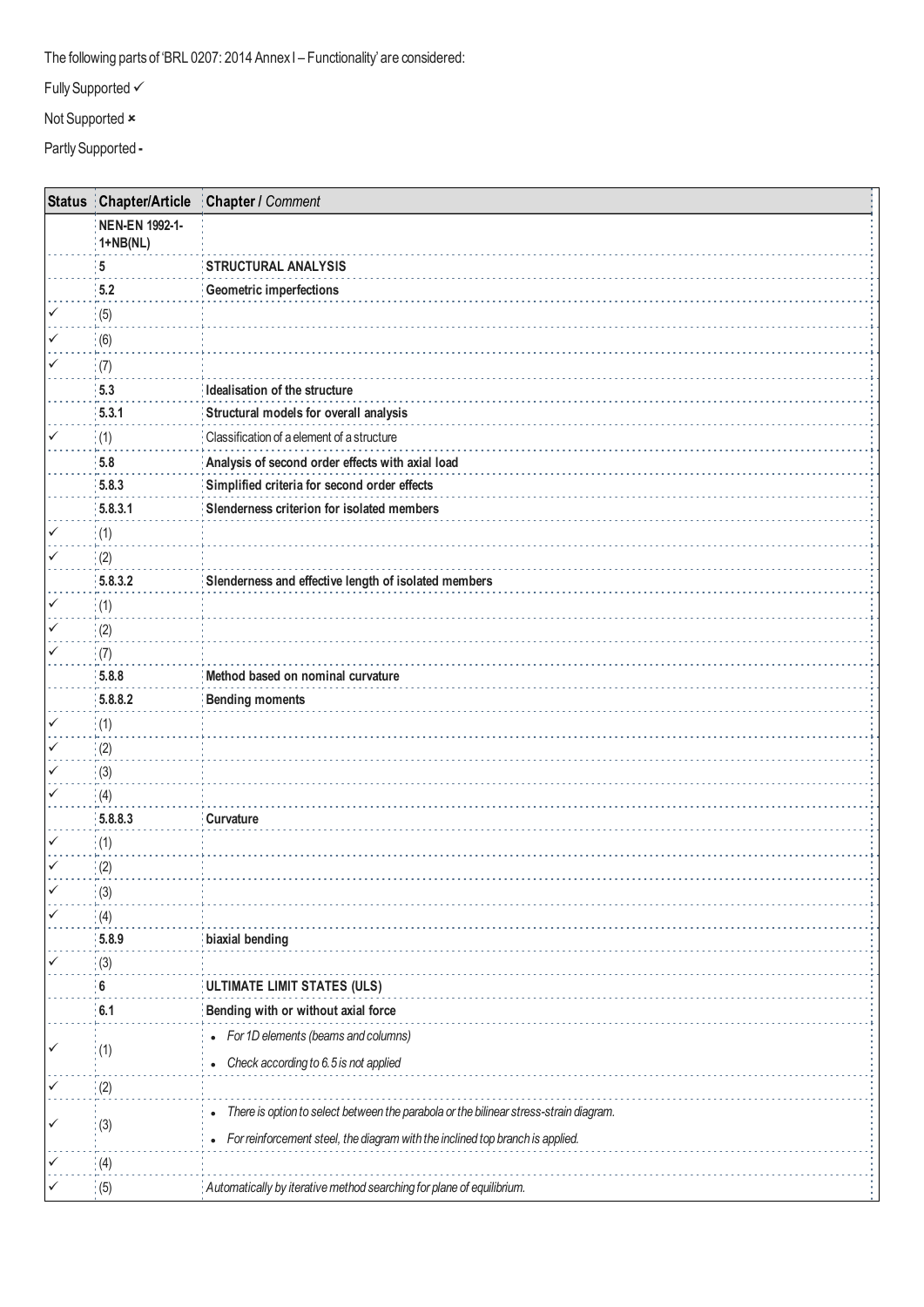The following parts of 'BRL 0207: 2014 Annex I – Functionality' are considered:

Fully Supported ✓

Not Supported ×

Partly Supported -

| Status | Chapter/Article | Chapter / *Comment* |
|---|---|---|
| | **NEN-EN 1992-1-1+NB(NL)** | |
| | **5** | **STRUCTURAL ANALYSIS** |
| | **5.2** | **Geometric imperfections** |
| ✓ | (5) | |
| ✓ | (6) | |
| ✓ | (7) | |
| | **5.3** | **Idealisation of the structure** |
| | **5.3.1** | **Structural models for overall analysis** |
| ✓ | (1) | Classification of a element of a structure |
| | **5.8** | **Analysis of second order effects with axial load** |
| | **5.8.3** | **Simplified criteria for second order effects** |
| | **5.8.3.1** | **Slenderness criterion for isolated members** |
| ✓ | (1) | |
| ✓ | (2) | |
| | **5.8.3.2** | **Slenderness and effective length of isolated members** |
| ✓ | (1) | |
| ✓ | (2) | |
| ✓ | (7) | |
| | **5.8.8** | **Method based on nominal curvature** |
| | **5.8.8.2** | **Bending moments** |
| ✓ | (1) | |
| ✓ | (2) | |
| ✓ | (3) | |
| ✓ | (4) | |
| | **5.8.8.3** | **Curvature** |
| ✓ | (1) | |
| ✓ | (2) | |
| ✓ | (3) | |
| ✓ | (4) | |
| | **5.8.9** | **biaxial bending** |
| ✓ | (3) | |
| | **6** | **ULTIMATE LIMIT STATES (ULS)** |
| | **6.1** | **Bending with or without axial force** |
| ✓ | (1) | • *For 1D elements (beams and columns)* <br> • *Check according to 6.5 is not applied* |
| ✓ | (2) | |
| ✓ | (3) | • *There is option to select between the parabola or the bilinear stress-strain diagram.* <br> • *For reinforcement steel, the diagram with the inclined top branch is applied.* |
| ✓ | (4) | |
| ✓ | (5) | *Automatically by iterative method searching for plane of equilibrium.* |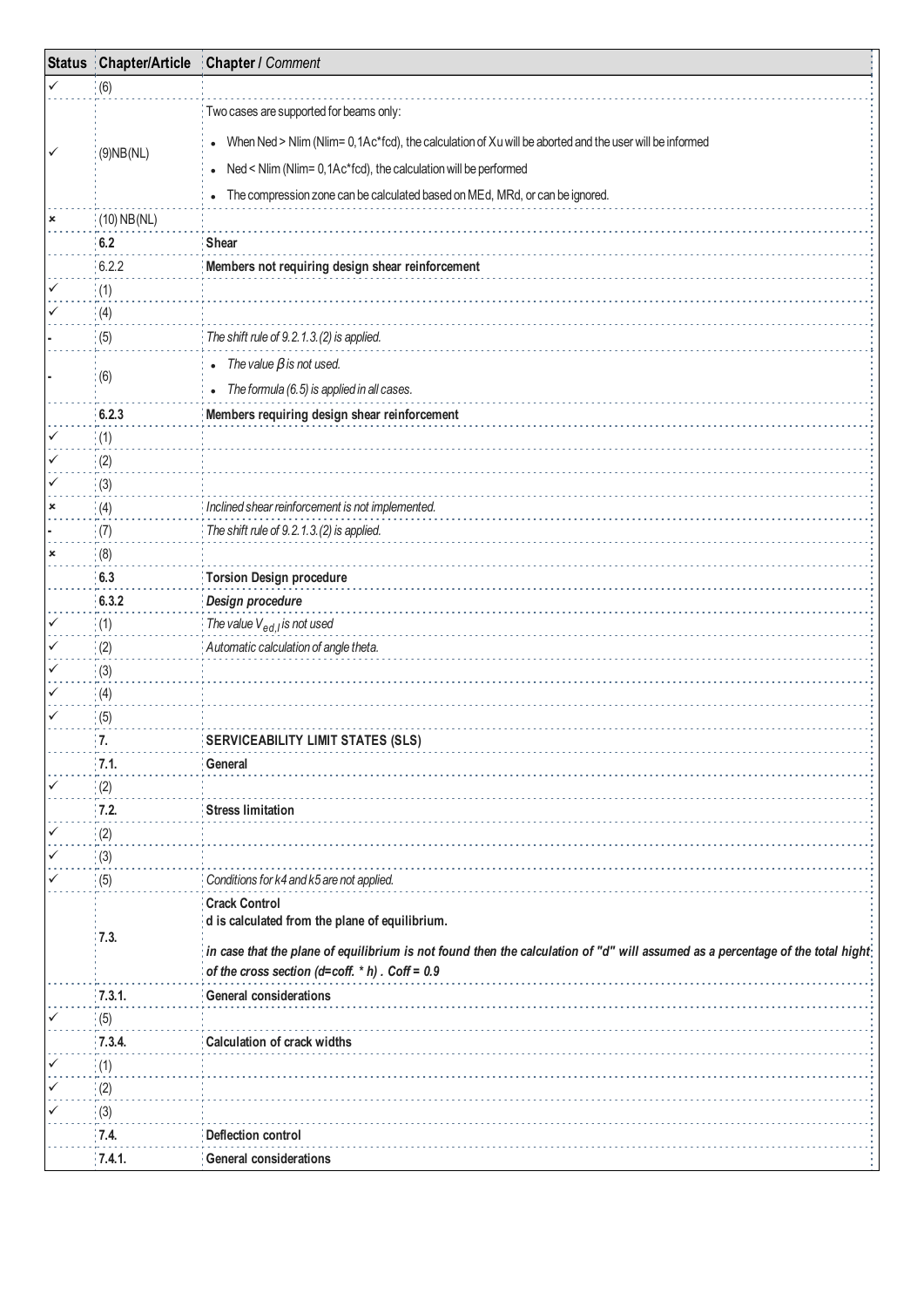| Status | Chapter/Article | Chapter / *Comment* |
|---|---|---|
| ✓ | (6) | |
| ✓ | (9)NB(NL) | Two cases are supported for beams only:<br>• When Ned > Nlim (Nlim= 0,1Ac*fcd), the calculation of Xu will be aborted and the user will be informed<br>• Ned < Nlim (Nlim= 0,1Ac*fcd), the calculation will be performed<br>• The compression zone can be calculated based on MEd, MRd, or can be ignored. |
| × | (10) NB(NL) | |
| | **6.2** | **Shear** |
| | 6.2.2 | **Members not requiring design shear reinforcement** |
| ✓ | (1) | |
| ✓ | (4) | |
| - | (5) | *The shift rule of 9.2.1.3.(2) is applied.* |
| - | (6) | • *The value $\beta$ is not used.*<br>• *The formula (6.5) is applied in all cases.* |
| | **6.2.3** | **Members requiring design shear reinforcement** |
| ✓ | (1) | |
| ✓ | (2) | |
| ✓ | (3) | |
| × | (4) | *Inclined shear reinforcement is not implemented.* |
| - | (7) | *The shift rule of 9.2.1.3.(2) is applied.* |
| × | (8) | |
| | **6.3** | **Torsion Design procedure** |
| | **6.3.2** | ***Design procedure*** |
| ✓ | (1) | *The value $V_{ed,I}$ is not used* |
| ✓ | (2) | *Automatic calculation of angle theta.* |
| ✓ | (3) | |
| ✓ | (4) | |
| ✓ | (5) | |
| | **7.** | **SERVICEABILITY LIMIT STATES (SLS)** |
| | **7.1.** | **General** |
| ✓ | (2) | |
| | **7.2.** | **Stress limitation** |
| ✓ | (2) | |
| ✓ | (3) | |
| ✓ | (5) | *Conditions for k4 and k5 are not applied.* |
| | **7.3.** | **Crack Control**<br>**d is calculated from the plane of equilibrium.**<br>***in case that the plane of equilibrium is not found then the calculation of "d" will assumed as a percentage of the total hight of the cross section (d=coff. * h) . Coff = 0.9*** |
| | **7.3.1.** | **General considerations** |
| ✓ | (5) | |
| | **7.3.4.** | **Calculation of crack widths** |
| ✓ | (1) | |
| ✓ | (2) | |
| ✓ | (3) | |
| | **7.4.** | **Deflection control** |
| | **7.4.1.** | **General considerations** |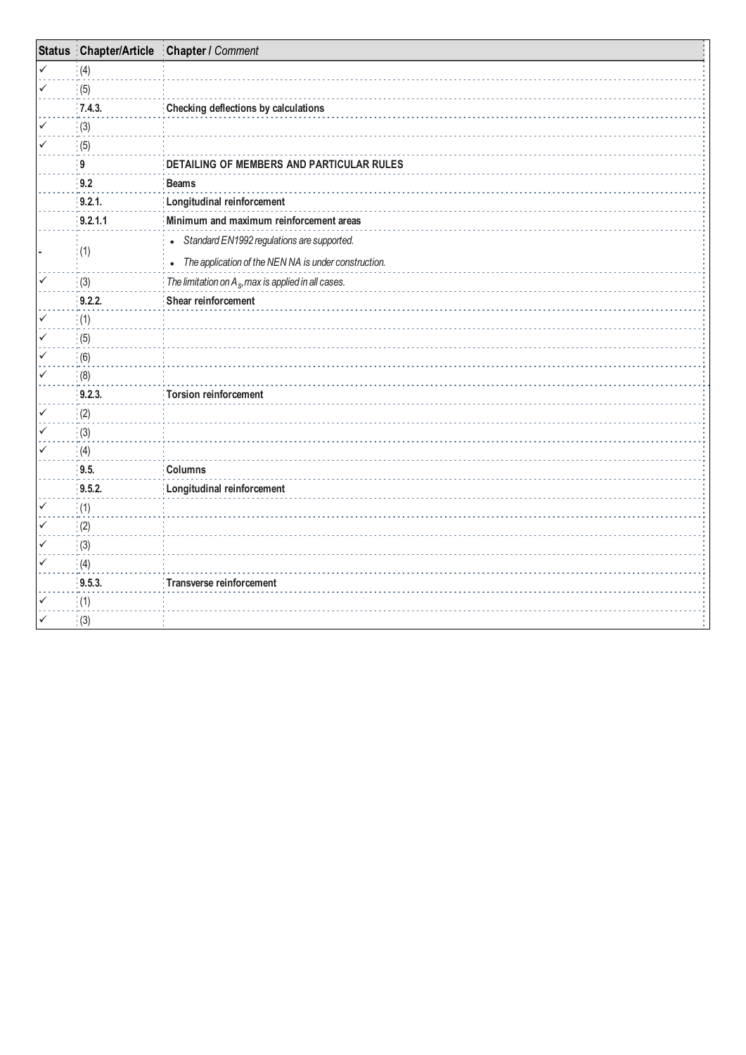| Status | Chapter/Article | Chapter / *Comment* |
|---|---|---|
| ✓ | (4) | |
| ✓ | (5) | |
| | **7.4.3.** | **Checking deflections by calculations** |
| ✓ | (3) | |
| ✓ | (5) | |
| | **9** | **DETAILING OF MEMBERS AND PARTICULAR RULES** |
| | **9.2** | **Beams** |
| | **9.2.1.** | **Longitudinal reinforcement** |
| | **9.2.1.1** | **Minimum and maximum reinforcement areas** |
| - | (1) | • *Standard EN1992 regulations are supported.* <br> • *The application of the NEN NA is under construction.* |
| ✓ | (3) | *The limitation on $A_s$,max is applied in all cases.* |
| | **9.2.2.** | **Shear reinforcement** |
| ✓ | (1) | |
| ✓ | (5) | |
| ✓ | (6) | |
| ✓ | (8) | |
| | **9.2.3.** | **Torsion reinforcement** |
| ✓ | (2) | |
| ✓ | (3) | |
| ✓ | (4) | |
| | **9.5.** | **Columns** |
| | **9.5.2.** | **Longitudinal reinforcement** |
| ✓ | (1) | |
| ✓ | (2) | |
| ✓ | (3) | |
| ✓ | (4) | |
| | **9.5.3.** | **Transverse reinforcement** |
| ✓ | (1) | |
| ✓ | (3) | |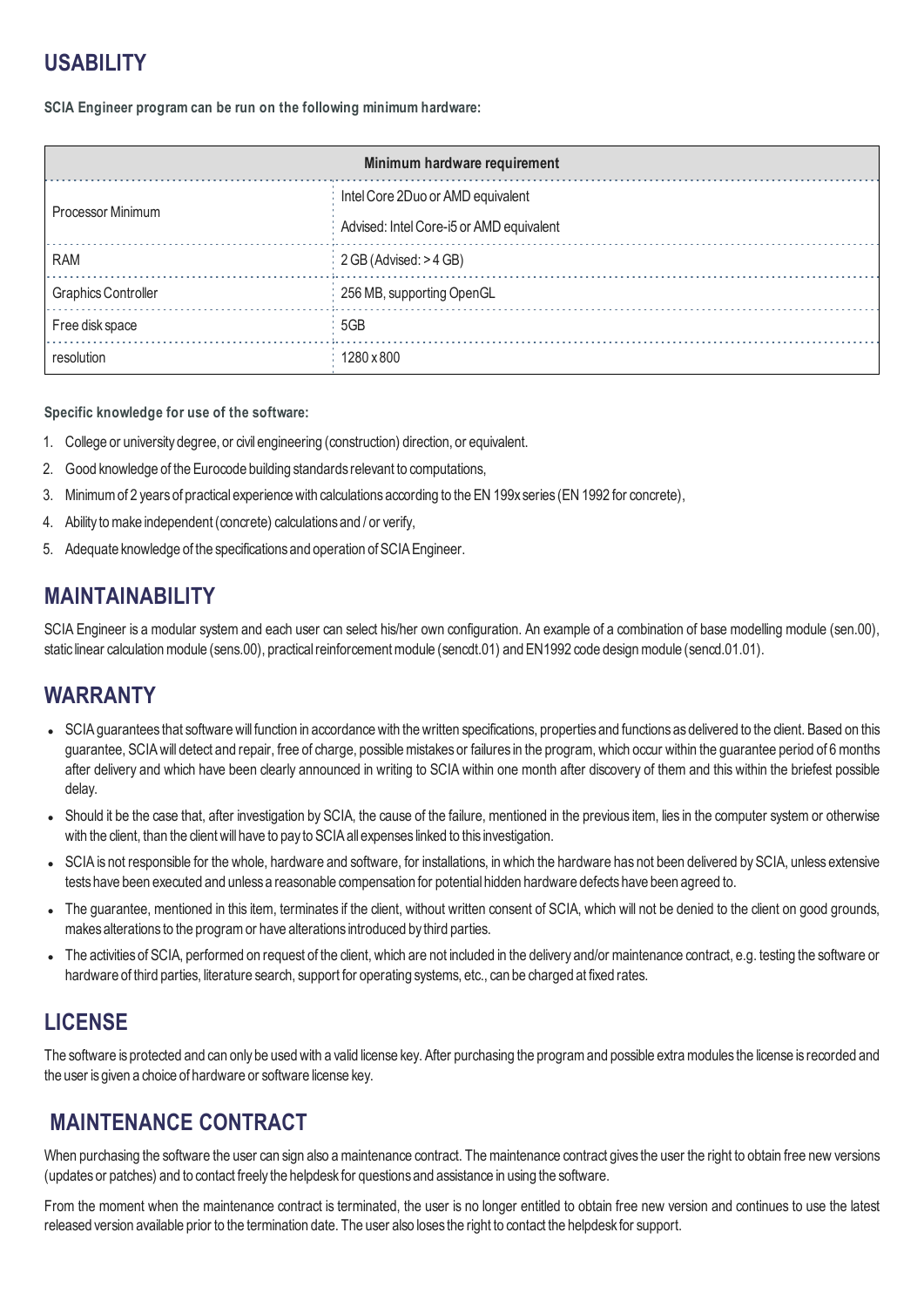## USABILITY

**SCIA Engineer program can be run on the following minimum hardware:**

| Minimum hardware requirement | |
|---|---|
| Processor Minimum | Intel Core 2Duo or AMD equivalent<br>Advised: Intel Core-i5 or AMD equivalent |
| RAM | 2 GB (Advised: > 4 GB) |
| Graphics Controller | 256 MB, supporting OpenGL |
| Free disk space | 5GB |
| resolution | 1280 x 800 |

**Specific knowledge for use of the software:**

1. College or university degree, or civil engineering (construction) direction, or equivalent.
2. Good knowledge of the Eurocode building standards relevant to computations,
3. Minimum of 2 years of practical experience with calculations according to the EN 199x series (EN 1992 for concrete),
4. Ability to make independent (concrete) calculations and / or verify,
5. Adequate knowledge of the specifications and operation of SCIA Engineer.

## MAINTAINABILITY

SCIA Engineer is a modular system and each user can select his/her own configuration. An example of a combination of base modelling module (sen.00), static linear calculation module (sens.00), practical reinforcement module (sencdt.01) and EN1992 code design module (sencd.01.01).

## WARRANTY

- SCIA guarantees that software will function in accordance with the written specifications, properties and functions as delivered to the client. Based on this guarantee, SCIA will detect and repair, free of charge, possible mistakes or failures in the program, which occur within the guarantee period of 6 months after delivery and which have been clearly announced in writing to SCIA within one month after discovery of them and this within the briefest possible delay.
- Should it be the case that, after investigation by SCIA, the cause of the failure, mentioned in the previous item, lies in the computer system or otherwise with the client, than the client will have to pay to SCIA all expenses linked to this investigation.
- SCIA is not responsible for the whole, hardware and software, for installations, in which the hardware has not been delivered by SCIA, unless extensive tests have been executed and unless a reasonable compensation for potential hidden hardware defects have been agreed to.
- The guarantee, mentioned in this item, terminates if the client, without written consent of SCIA, which will not be denied to the client on good grounds, makes alterations to the program or have alterations introduced by third parties.
- The activities of SCIA, performed on request of the client, which are not included in the delivery and/or maintenance contract, e.g. testing the software or hardware of third parties, literature search, support for operating systems, etc., can be charged at fixed rates.

## LICENSE

The software is protected and can only be used with a valid license key. After purchasing the program and possible extra modules the license is recorded and the user is given a choice of hardware or software license key.

## MAINTENANCE CONTRACT

When purchasing the software the user can sign also a maintenance contract. The maintenance contract gives the user the right to obtain free new versions (updates or patches) and to contact freely the helpdesk for questions and assistance in using the software.

From the moment when the maintenance contract is terminated, the user is no longer entitled to obtain free new version and continues to use the latest released version available prior to the termination date. The user also loses the right to contact the helpdesk for support.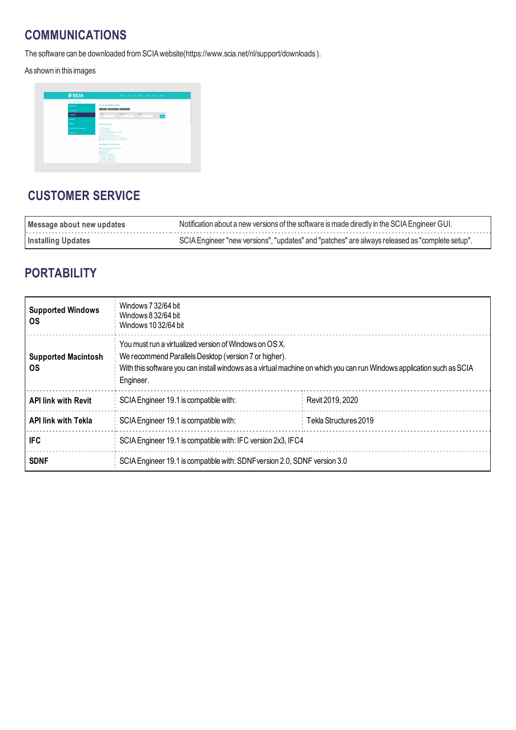## COMMUNICATIONS

The software can be downloaded from SCIA website(https://www.scia.net/nl/support/downloads ).

As shown in this images

## CUSTOMER SERVICE

| | |
|---|---|
| **Message about new updates** | Notification about a new versions of the software is made directly in the SCIA Engineer GUI. |
| **Installing Updates** | SCIA Engineer "new versions", "updates" and "patches" are always released as "complete setup". |

## PORTABILITY

| | | |
|---|---|---|
| **Supported Windows OS** | Windows 7 32/64 bit<br>Windows 8 32/64 bit<br>Windows 10 32/64 bit | |
| **Supported Macintosh OS** | You must run a virtualized version of Windows on OS X.<br>We recommend Parallels Desktop (version 7 or higher).<br>With this software you can install windows as a virtual machine on which you can run Windows application such as SCIA Engineer. | |
| **API link with Revit** | SCIA Engineer 19.1 is compatible with: | Revit 2019, 2020 |
| **API link with Tekla** | SCIA Engineer 19.1 is compatible with: | Tekla Structures 2019 |
| **IFC** | SCIA Engineer 19.1 is compatible with: IFC version 2x3, IFC4 | |
| **SDNF** | SCIA Engineer 19.1 is compatible with: SDNF version 2.0, SDNF version 3.0 | |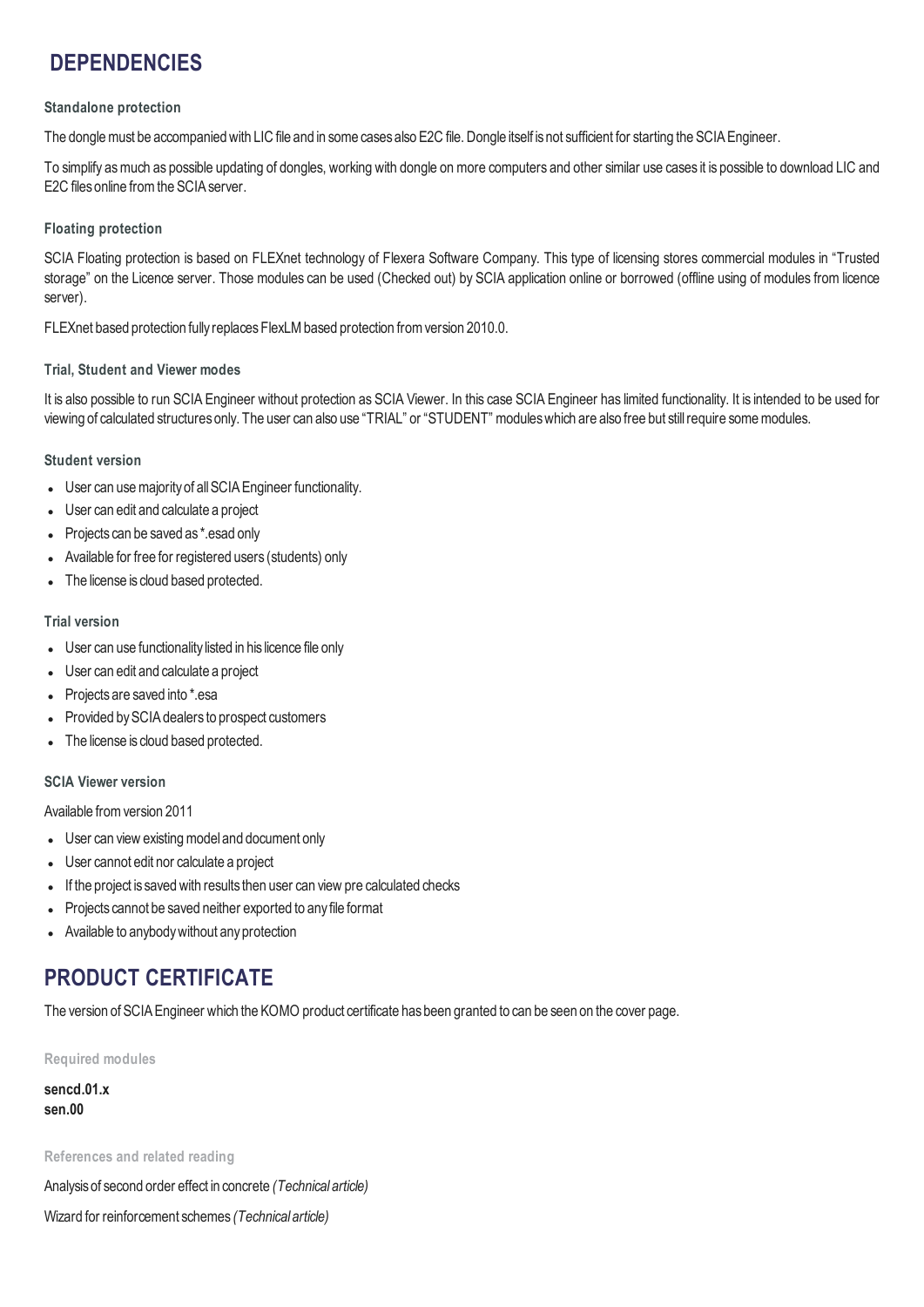## DEPENDENCIES

### Standalone protection

The dongle must be accompanied with LIC file and in some cases also E2C file. Dongle itself is not sufficient for starting the SCIA Engineer.

To simplify as much as possible updating of dongles, working with dongle on more computers and other similar use cases it is possible to download LIC and E2C files online from the SCIA server.

### Floating protection

SCIA Floating protection is based on FLEXnet technology of Flexera Software Company. This type of licensing stores commercial modules in "Trusted storage" on the Licence server. Those modules can be used (Checked out) by SCIA application online or borrowed (offline using of modules from licence server).

FLEXnet based protection fully replaces FlexLM based protection from version 2010.0.

### Trial, Student and Viewer modes

It is also possible to run SCIA Engineer without protection as SCIA Viewer. In this case SCIA Engineer has limited functionality. It is intended to be used for viewing of calculated structures only. The user can also use "TRIAL" or "STUDENT" modules which are also free but still require some modules.

### Student version

- User can use majority of all SCIA Engineer functionality.
- User can edit and calculate a project
- Projects can be saved as *.esad only
- Available for free for registered users (students) only
- The license is cloud based protected.

### Trial version

- User can use functionality listed in his licence file only
- User can edit and calculate a project
- Projects are saved into *.esa
- Provided by SCIA dealers to prospect customers
- The license is cloud based protected.

### SCIA Viewer version

Available from version 2011

- User can view existing model and document only
- User cannot edit nor calculate a project
- If the project is saved with results then user can view pre calculated checks
- Projects cannot be saved neither exported to any file format
- Available to anybody without any protection

## PRODUCT CERTIFICATE

The version of SCIA Engineer which the KOMO product certificate has been granted to can be seen on the cover page.

### Required modules

**sencd.01.x**
**sen.00**

### References and related reading

Analysis of second order effect in concrete *(Technical article)*

Wizard for reinforcement schemes *(Technical article)*